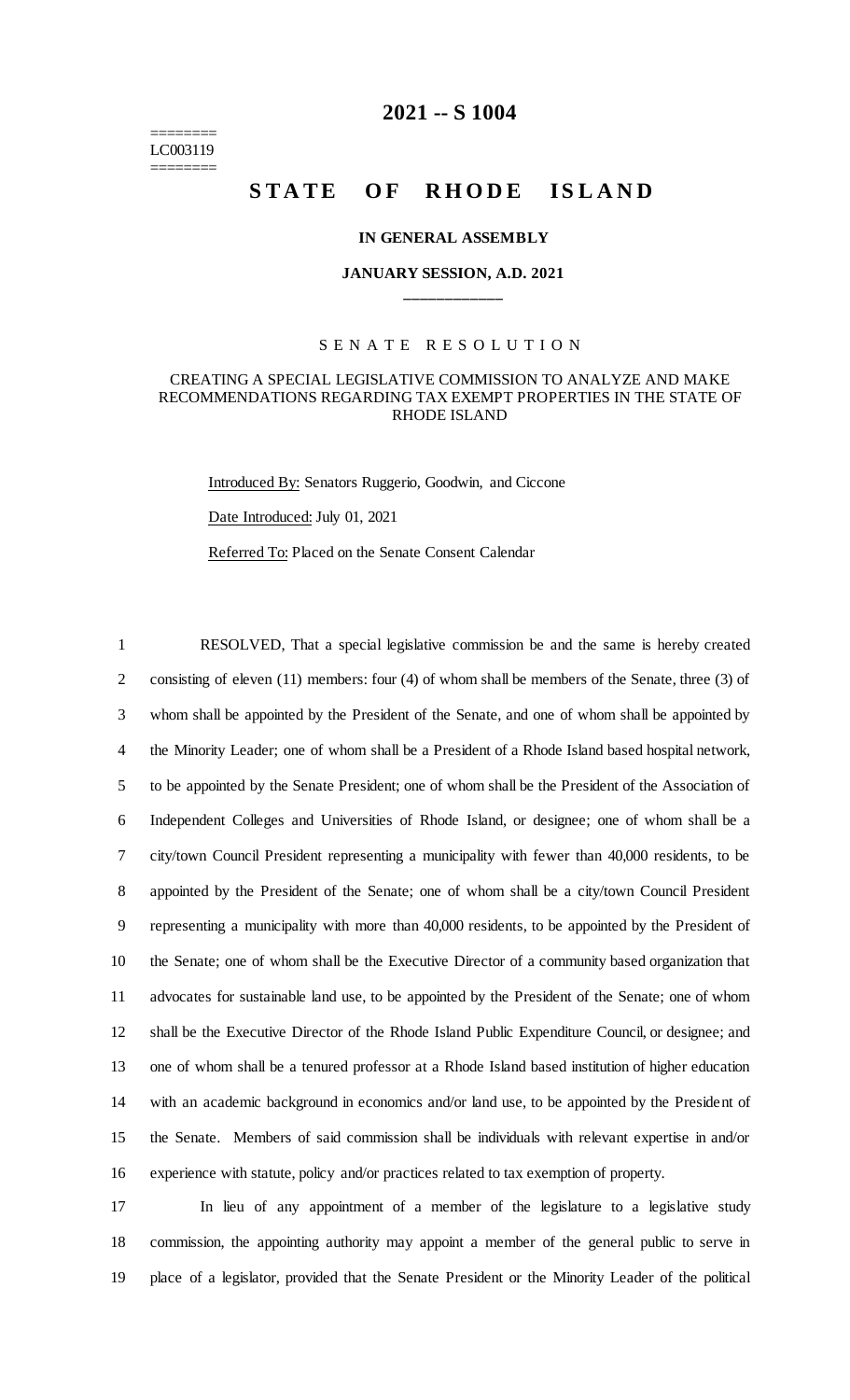========
LC003119
========

# 2021 -- S 1004

# STATE OF RHODE ISLAND

**IN GENERAL ASSEMBLY**

**JANUARY SESSION, A.D. 2021**

\_\_\_\_\_\_\_\_\_\_\_\_

SENATE RESOLUTION

CREATING A SPECIAL LEGISLATIVE COMMISSION TO ANALYZE AND MAKE RECOMMENDATIONS REGARDING TAX EXEMPT PROPERTIES IN THE STATE OF RHODE ISLAND

Introduced By: Senators Ruggerio, Goodwin, and Ciccone

Date Introduced: July 01, 2021

Referred To: Placed on the Senate Consent Calendar

1 RESOLVED, That a special legislative commission be and the same is hereby created
2 consisting of eleven (11) members: four (4) of whom shall be members of the Senate, three (3) of
3 whom shall be appointed by the President of the Senate, and one of whom shall be appointed by
4 the Minority Leader; one of whom shall be a President of a Rhode Island based hospital network,
5 to be appointed by the Senate President; one of whom shall be the President of the Association of
6 Independent Colleges and Universities of Rhode Island, or designee; one of whom shall be a
7 city/town Council President representing a municipality with fewer than 40,000 residents, to be
8 appointed by the President of the Senate; one of whom shall be a city/town Council President
9 representing a municipality with more than 40,000 residents, to be appointed by the President of
10 the Senate; one of whom shall be the Executive Director of a community based organization that
11 advocates for sustainable land use, to be appointed by the President of the Senate; one of whom
12 shall be the Executive Director of the Rhode Island Public Expenditure Council, or designee; and
13 one of whom shall be a tenured professor at a Rhode Island based institution of higher education
14 with an academic background in economics and/or land use, to be appointed by the President of
15 the Senate. Members of said commission shall be individuals with relevant expertise in and/or
16 experience with statute, policy and/or practices related to tax exemption of property.

17 In lieu of any appointment of a member of the legislature to a legislative study
18 commission, the appointing authority may appoint a member of the general public to serve in
19 place of a legislator, provided that the Senate President or the Minority Leader of the political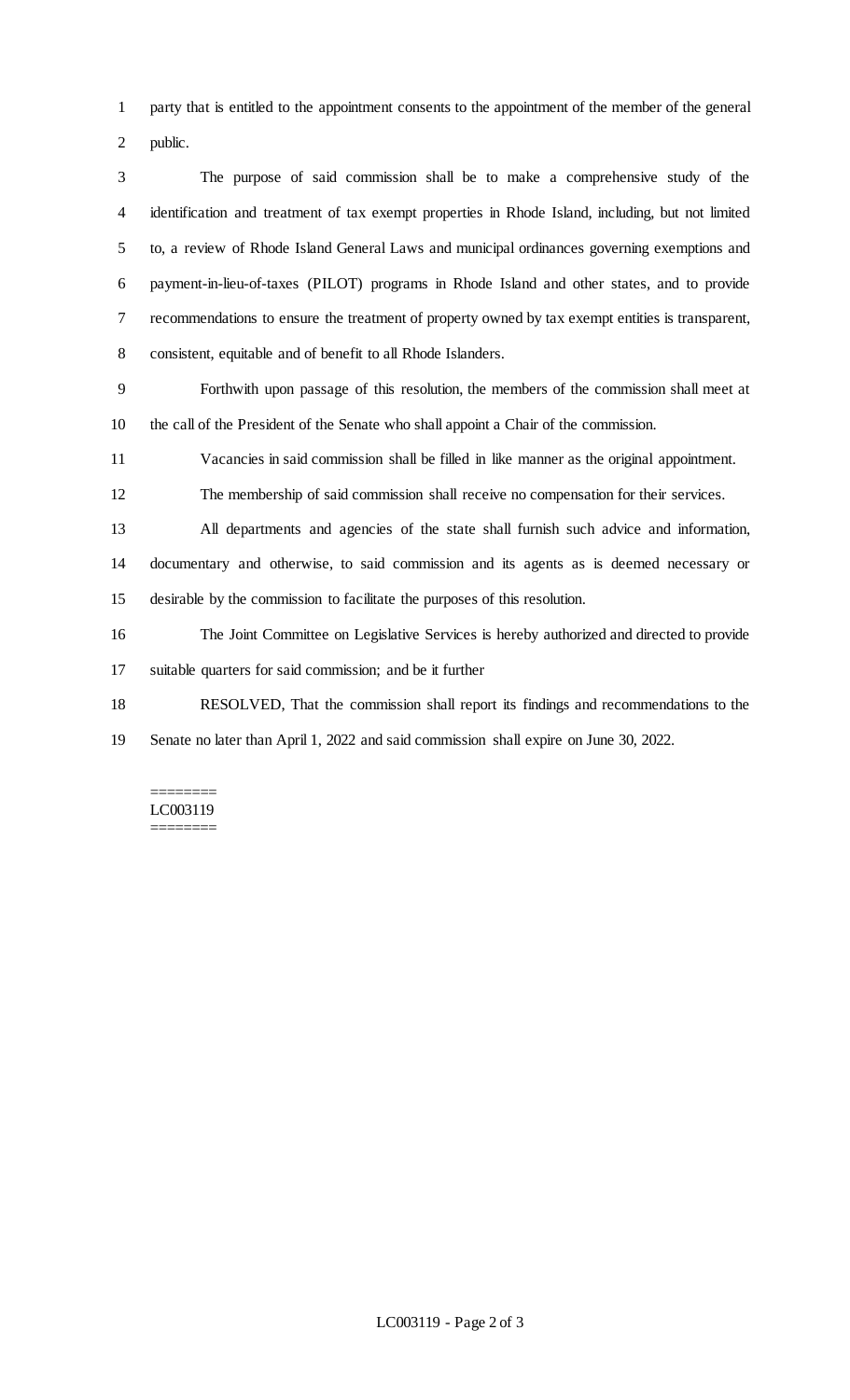party that is entitled to the appointment consents to the appointment of the member of the general public.

The purpose of said commission shall be to make a comprehensive study of the identification and treatment of tax exempt properties in Rhode Island, including, but not limited to, a review of Rhode Island General Laws and municipal ordinances governing exemptions and payment-in-lieu-of-taxes (PILOT) programs in Rhode Island and other states, and to provide recommendations to ensure the treatment of property owned by tax exempt entities is transparent, consistent, equitable and of benefit to all Rhode Islanders.

Forthwith upon passage of this resolution, the members of the commission shall meet at the call of the President of the Senate who shall appoint a Chair of the commission.

Vacancies in said commission shall be filled in like manner as the original appointment.

The membership of said commission shall receive no compensation for their services.

All departments and agencies of the state shall furnish such advice and information, documentary and otherwise, to said commission and its agents as is deemed necessary or desirable by the commission to facilitate the purposes of this resolution.

The Joint Committee on Legislative Services is hereby authorized and directed to provide suitable quarters for said commission; and be it further

RESOLVED, That the commission shall report its findings and recommendations to the Senate no later than April 1, 2022 and said commission shall expire on June 30, 2022.

========
LC003119
========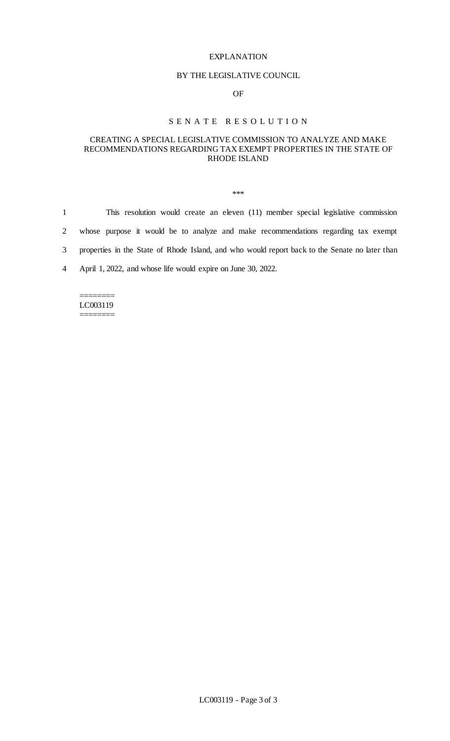EXPLANATION

BY THE LEGISLATIVE COUNCIL

OF

# S E N A T E R E S O L U T I O N

## CREATING A SPECIAL LEGISLATIVE COMMISSION TO ANALYZE AND MAKE RECOMMENDATIONS REGARDING TAX EXEMPT PROPERTIES IN THE STATE OF RHODE ISLAND

\*\*\*

1 This resolution would create an eleven (11) member special legislative commission
2 whose purpose it would be to analyze and make recommendations regarding tax exempt
3 properties in the State of Rhode Island, and who would report back to the Senate no later than
4 April 1, 2022, and whose life would expire on June 30, 2022.

========
LC003119
========